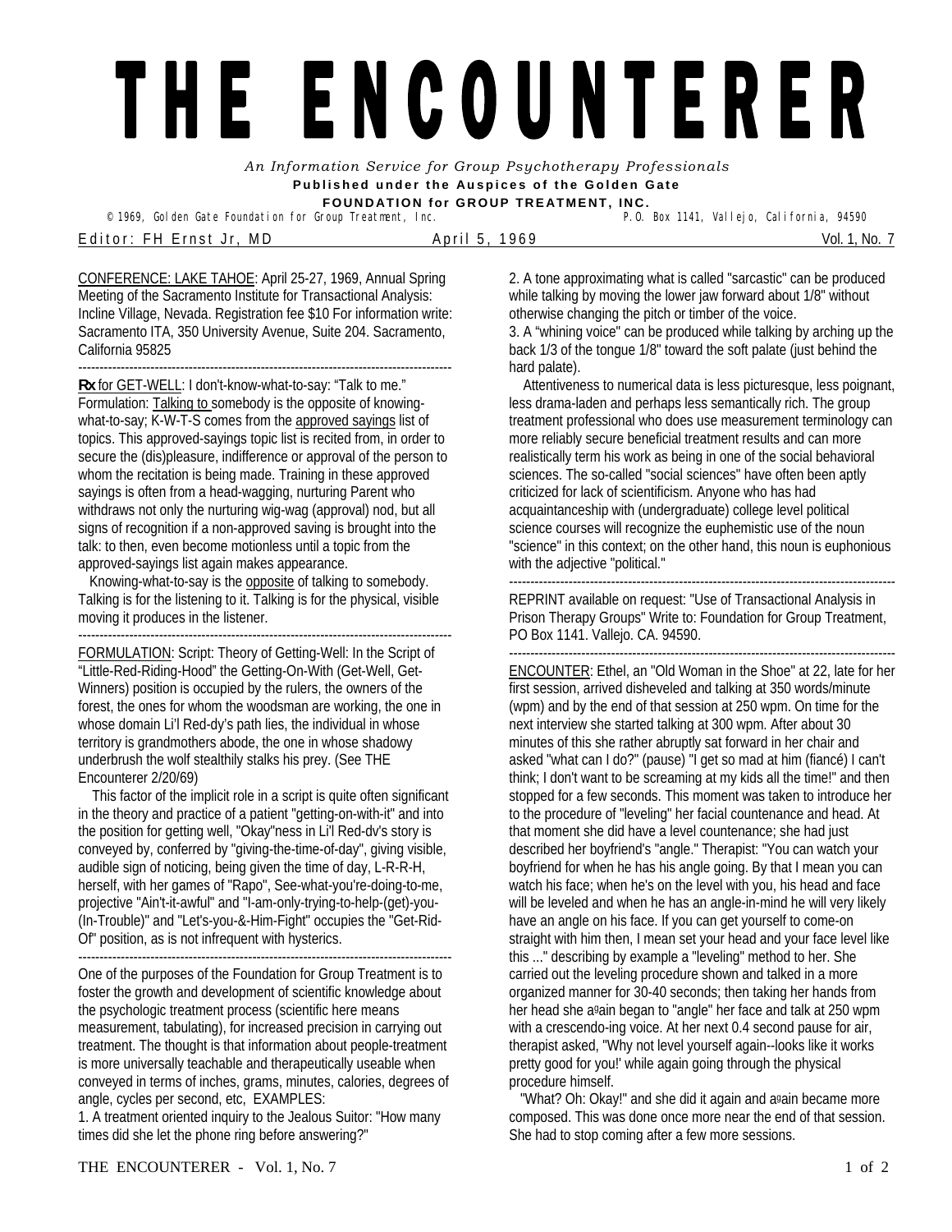# THE ENCOUNTERER

*An Information Service for Group Psychotherapy Professionals*

**Published under the Auspices of the Golden Gate FOUNDATION for GROUP TREATMENT, INC.**

© 1969, Golden Gate Foundation for Group Treatment, Inc. P.O. Box 1141, Vallejo, California, 94590

Editor: FH Ernst Jr, MD April 5, 1969 Vol. 1, No. 7

CONFERENCE: LAKE TAHOE: April 25-27, 1969, Annual Spring Meeting of the Sacramento Institute for Transactional Analysis: Incline Village, Nevada. Registration fee $10 For information write: Sacramento ITA, 350 University Avenue, Suite 204. Sacramento, California 95825

---

**Rx** for GET-WELL: I don't-know-what-to-say: "Talk to me." Formulation: Talking to somebody is the opposite of knowing-what-to-say; K-W-T-S comes from the approved sayings list of topics. This approved-sayings topic list is recited from, in order to secure the (dis)pleasure, indifference or approval of the person to whom the recitation is being made. Training in these approved sayings is often from a head-wagging, nurturing Parent who withdraws not only the nurturing wig-wag (approval) nod, but all signs of recognition if a non-approved saving is brought into the talk: to then, even become motionless until a topic from the approved-sayings list again makes appearance.

Knowing-what-to-say is the opposite of talking to somebody. Talking is for the listening to it. Talking is for the physical, visible moving it produces in the listener.

---

FORMULATION: Script: Theory of Getting-Well: In the Script of "Little-Red-Riding-Hood" the Getting-On-With (Get-Well, Get-Winners) position is occupied by the rulers, the owners of the forest, the ones for whom the woodsman are working, the one in whose domain Li'l Red-dy's path lies, the individual in whose territory is grandmothers abode, the one in whose shadowy underbrush the wolf stealthily stalks his prey. (See THE Encounterer 2/20/69)

This factor of the implicit role in a script is quite often significant in the theory and practice of a patient "getting-on-with-it" and into the position for getting well, "Okay"ness in Li'l Red-dv's story is conveyed by, conferred by "giving-the-time-of-day", giving visible, audible sign of noticing, being given the time of day, L-R-R-H, herself, with her games of "Rapo", See-what-you're-doing-to-me, projective "Ain't-it-awful" and "I-am-only-trying-to-help-(get)-you-(In-Trouble)" and "Let's-you-&-Him-Fight" occupies the "Get-Rid-Of" position, as is not infrequent with hysterics.

---

One of the purposes of the Foundation for Group Treatment is to foster the growth and development of scientific knowledge about the psychologic treatment process (scientific here means measurement, tabulating), for increased precision in carrying out treatment. The thought is that information about people-treatment is more universally teachable and therapeutically useable when conveyed in terms of inches, grams, minutes, calories, degrees of angle, cycles per second, etc, EXAMPLES:

1. A treatment oriented inquiry to the Jealous Suitor: "How many times did she let the phone ring before answering?"
2. A tone approximating what is called "sarcastic" can be produced while talking by moving the lower jaw forward about 1/8" without otherwise changing the pitch or timber of the voice.
3. A "whining voice" can be produced while talking by arching up the back 1/3 of the tongue 1/8" toward the soft palate (just behind the hard palate).

Attentiveness to numerical data is less picturesque, less poignant, less drama-laden and perhaps less semantically rich. The group treatment professional who does use measurement terminology can more reliably secure beneficial treatment results and can more realistically term his work as being in one of the social behavioral sciences. The so-called "social sciences" have often been aptly criticized for lack of scientificism. Anyone who has had acquaintanceship with (undergraduate) college level political science courses will recognize the euphemistic use of the noun "science" in this context; on the other hand, this noun is euphonious with the adjective "political."

---

REPRINT available on request: "Use of Transactional Analysis in Prison Therapy Groups" Write to: Foundation for Group Treatment, PO Box 1141. Vallejo. CA. 94590.

---

ENCOUNTER: Ethel, an "Old Woman in the Shoe" at 22, late for her first session, arrived disheveled and talking at 350 words/minute (wpm) and by the end of that session at 250 wpm. On time for the next interview she started talking at 300 wpm. After about 30 minutes of this she rather abruptly sat forward in her chair and asked "what can I do?" (pause) "I get so mad at him (fiancé) I can't think; I don't want to be screaming at my kids all the time!" and then stopped for a few seconds. This moment was taken to introduce her to the procedure of "leveling" her facial countenance and head. At that moment she did have a level countenance; she had just described her boyfriend's "angle." Therapist: "You can watch your boyfriend for when he has his angle going. By that I mean you can watch his face; when he's on the level with you, his head and face will be leveled and when he has an angle-in-mind he will very likely have an angle on his face. If you can get yourself to come-on straight with him then, I mean set your head and your face level like this ..." describing by example a "leveling" method to her. She carried out the leveling procedure shown and talked in a more organized manner for 30-40 seconds; then taking her hands from her head she again began to "angle" her face and talk at 250 wpm with a crescendo-ing voice. At her next 0.4 second pause for air, therapist asked, "Why not level yourself again--looks like it works pretty good for you!' while again going through the physical procedure himself.

"What? Oh: Okay!" and she did it again and again became more composed. This was done once more near the end of that session. She had to stop coming after a few more sessions.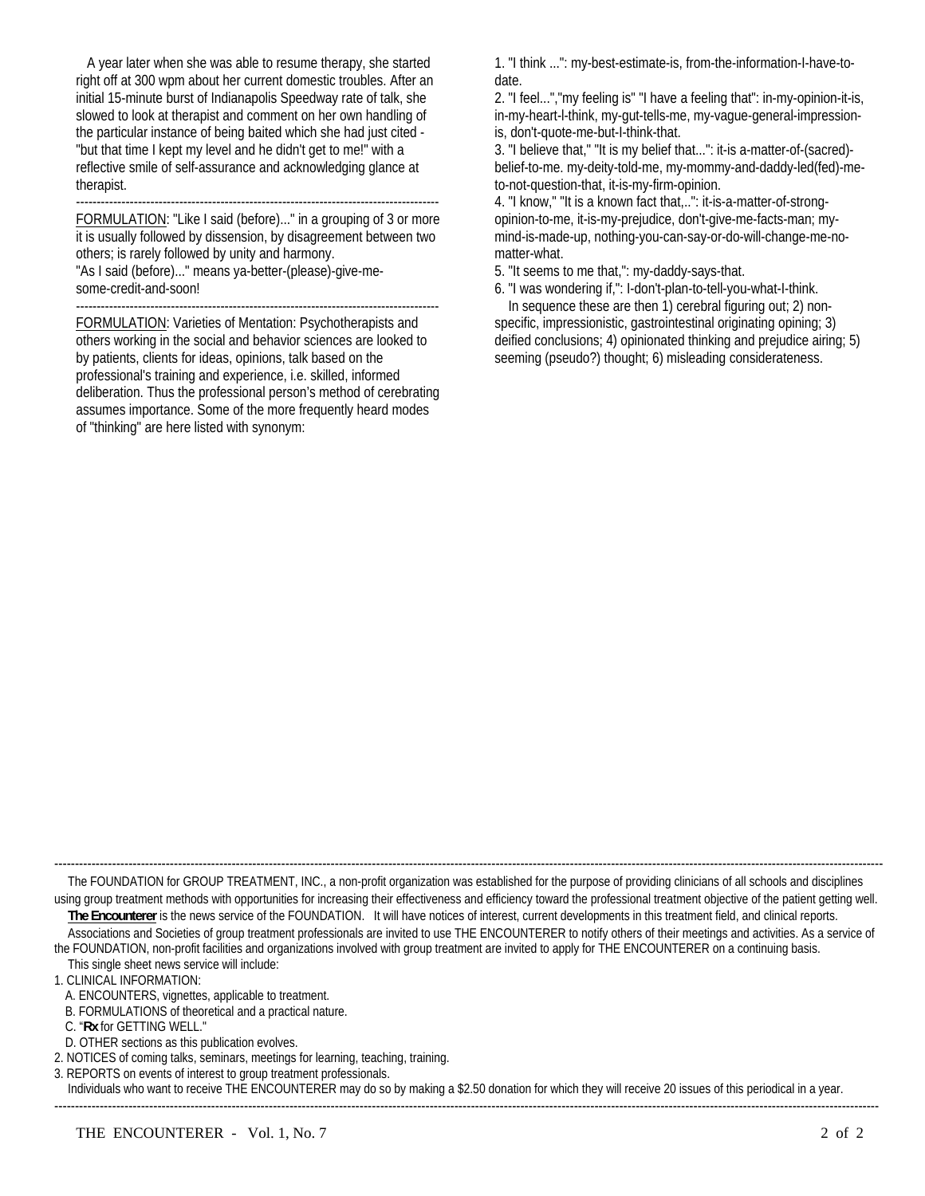A year later when she was able to resume therapy, she started right off at 300 wpm about her current domestic troubles. After an initial 15-minute burst of Indianapolis Speedway rate of talk, she slowed to look at therapist and comment on her own handling of the particular instance of being baited which she had just cited - "but that time I kept my level and he didn't get to me!" with a reflective smile of self-assurance and acknowledging glance at therapist.

---

FORMULATION: "Like I said (before)..." in a grouping of 3 or more it is usually followed by dissension, by disagreement between two others; is rarely followed by unity and harmony.
"As I said (before)..." means ya-better-(please)-give-me-some-credit-and-soon!

---

FORMULATION: Varieties of Mentation: Psychotherapists and others working in the social and behavior sciences are looked to by patients, clients for ideas, opinions, talk based on the professional's training and experience, i.e. skilled, informed deliberation. Thus the professional person's method of cerebrating assumes importance. Some of the more frequently heard modes of "thinking" are here listed with synonym:

1. "I think ...": my-best-estimate-is, from-the-information-I-have-to-date.
2. "I feel...","my feeling is" "I have a feeling that": in-my-opinion-it-is, in-my-heart-I-think, my-gut-tells-me, my-vague-general-impression-is, don't-quote-me-but-I-think-that.
3. "I believe that," "It is my belief that...": it-is a-matter-of-(sacred)-belief-to-me. my-deity-told-me, my-mommy-and-daddy-led(fed)-me-to-not-question-that, it-is-my-firm-opinion.
4. "I know," "It is a known fact that,..": it-is-a-matter-of-strong-opinion-to-me, it-is-my-prejudice, don't-give-me-facts-man; my-mind-is-made-up, nothing-you-can-say-or-do-will-change-me-no-matter-what.
5. "It seems to me that,": my-daddy-says-that.
6. "I was wondering if,": I-don't-plan-to-tell-you-what-I-think.

In sequence these are then 1) cerebral figuring out; 2) non-specific, impressionistic, gastrointestinal originating opining; 3) deified conclusions; 4) opinionated thinking and prejudice airing; 5) seeming (pseudo?) thought; 6) misleading considerateness.

---

The FOUNDATION for GROUP TREATMENT, INC., a non-profit organization was established for the purpose of providing clinicians of all schools and disciplines using group treatment methods with opportunities for increasing their effectiveness and efficiency toward the professional treatment objective of the patient getting well.

**The Encounterer** is the news service of the FOUNDATION. It will have notices of interest, current developments in this treatment field, and clinical reports.

Associations and Societies of group treatment professionals are invited to use THE ENCOUNTERER to notify others of their meetings and activities. As a service of the FOUNDATION, non-profit facilities and organizations involved with group treatment are invited to apply for THE ENCOUNTERER on a continuing basis.

This single sheet news service will include:

1. CLINICAL INFORMATION:
   A. ENCOUNTERS, vignettes, applicable to treatment.
   B. FORMULATIONS of theoretical and a practical nature.
   C. "**Rx** for GETTING WELL."
   D. OTHER sections as this publication evolves.
2. NOTICES of coming talks, seminars, meetings for learning, teaching, training.
3. REPORTS on events of interest to group treatment professionals.

Individuals who want to receive THE ENCOUNTERER may do so by making a $2.50 donation for which they will receive 20 issues of this periodical in a year.

---